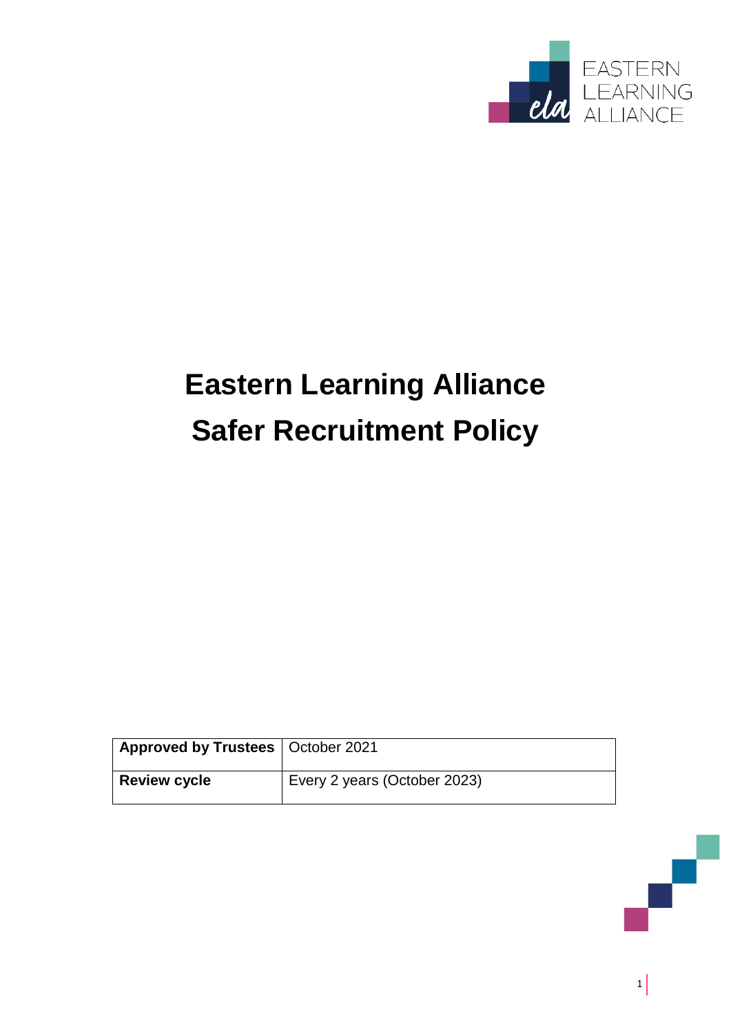# Eastern Learning Alliance

# Safer Recruitment Policy

| Approved by Trustees | October 2021 |
| --- | --- |
| Review cycle | Every 2 years (October 2023) |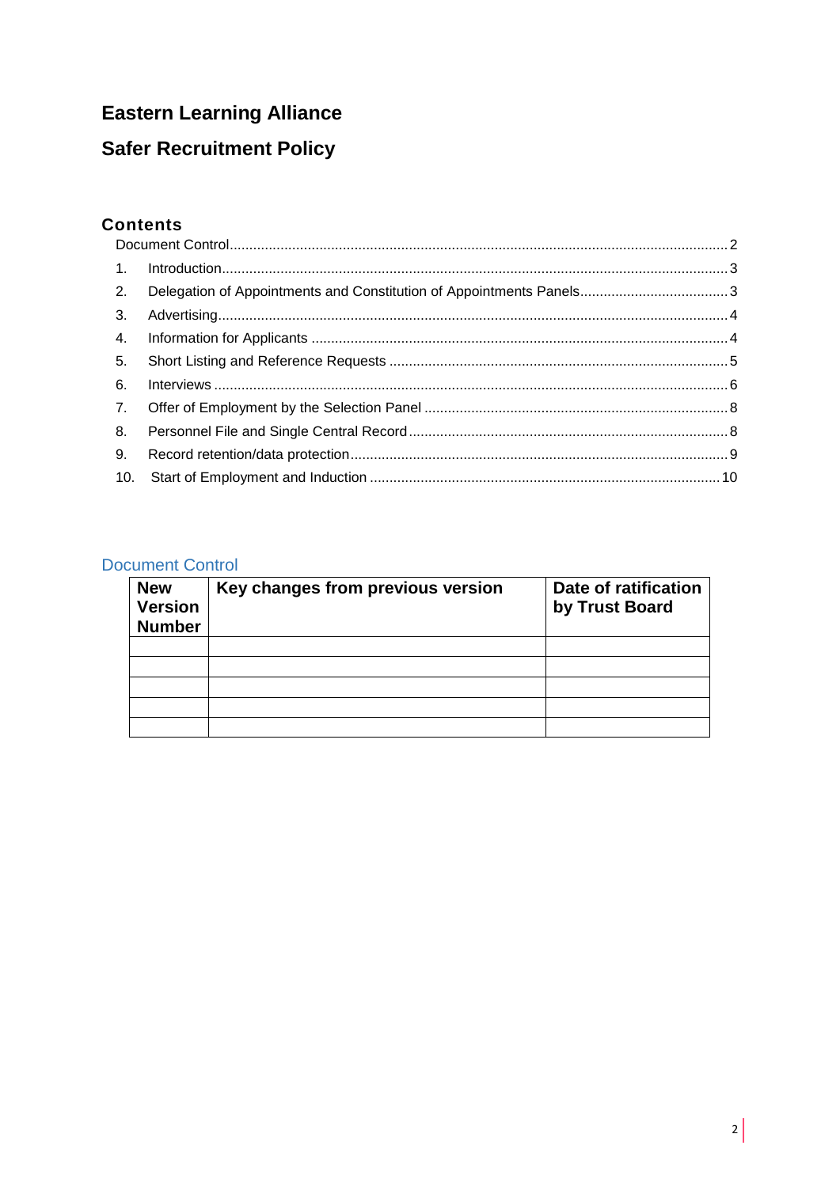# Eastern Learning Alliance

# Safer Recruitment Policy

## Contents

Document Control ..... 2

1. Introduction ..... 3
2. Delegation of Appointments and Constitution of Appointments Panels ..... 3
3. Advertising ..... 4
4. Information for Applicants ..... 4
5. Short Listing and Reference Requests ..... 5
6. Interviews ..... 6
7. Offer of Employment by the Selection Panel ..... 8
8. Personnel File and Single Central Record ..... 8
9. Record retention/data protection ..... 9
10. Start of Employment and Induction ..... 10

## Document Control

| New Version Number | Key changes from previous version | Date of ratification by Trust Board |
|---|---|---|
| | | |
| | | |
| | | |
| | | |
| | | |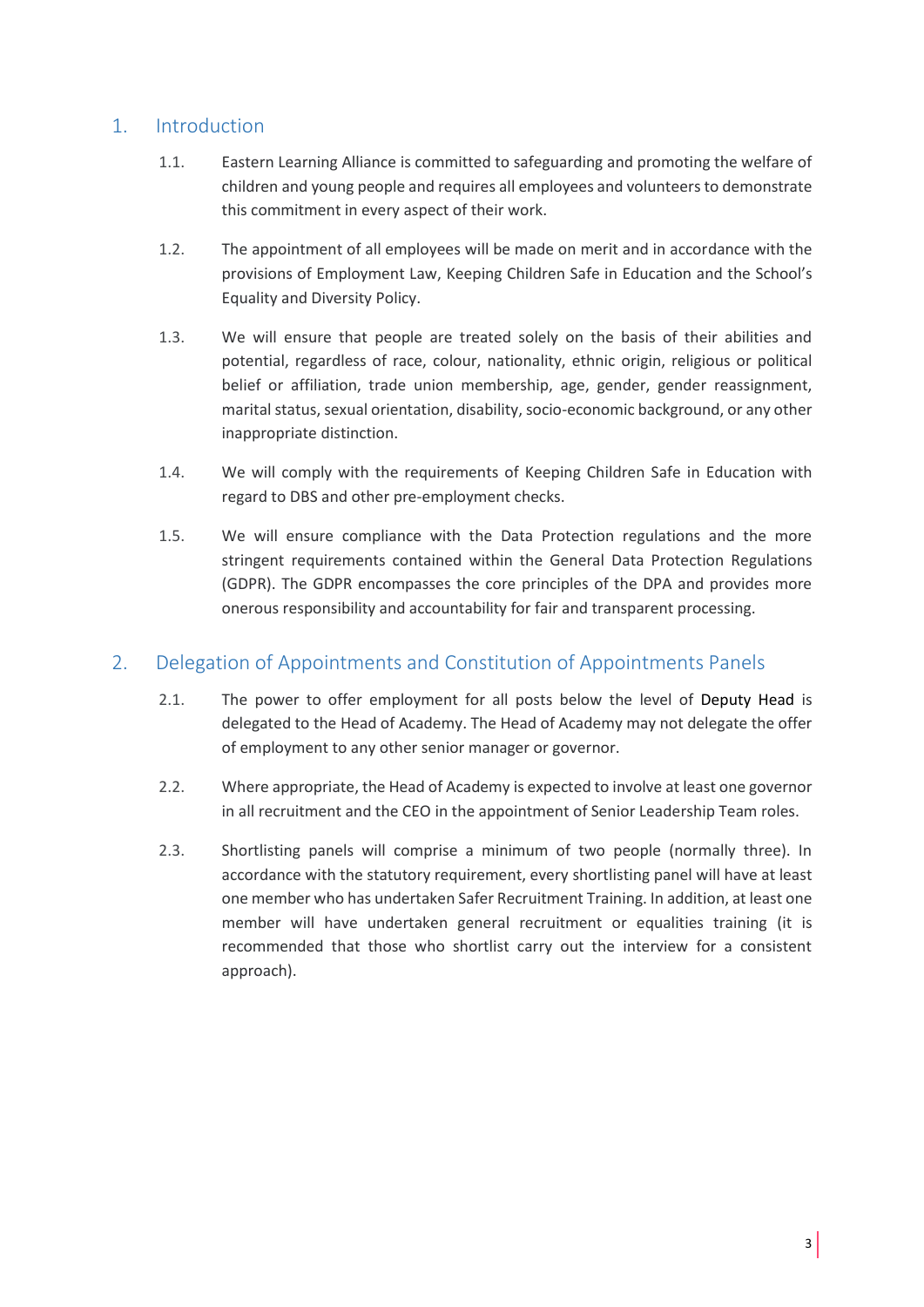## 1. Introduction

1.1. Eastern Learning Alliance is committed to safeguarding and promoting the welfare of children and young people and requires all employees and volunteers to demonstrate this commitment in every aspect of their work.

1.2. The appointment of all employees will be made on merit and in accordance with the provisions of Employment Law, Keeping Children Safe in Education and the School's Equality and Diversity Policy.

1.3. We will ensure that people are treated solely on the basis of their abilities and potential, regardless of race, colour, nationality, ethnic origin, religious or political belief or affiliation, trade union membership, age, gender, gender reassignment, marital status, sexual orientation, disability, socio-economic background, or any other inappropriate distinction.

1.4. We will comply with the requirements of Keeping Children Safe in Education with regard to DBS and other pre-employment checks.

1.5. We will ensure compliance with the Data Protection regulations and the more stringent requirements contained within the General Data Protection Regulations (GDPR). The GDPR encompasses the core principles of the DPA and provides more onerous responsibility and accountability for fair and transparent processing.

## 2. Delegation of Appointments and Constitution of Appointments Panels

2.1. The power to offer employment for all posts below the level of Deputy Head is delegated to the Head of Academy. The Head of Academy may not delegate the offer of employment to any other senior manager or governor.

2.2. Where appropriate, the Head of Academy is expected to involve at least one governor in all recruitment and the CEO in the appointment of Senior Leadership Team roles.

2.3. Shortlisting panels will comprise a minimum of two people (normally three). In accordance with the statutory requirement, every shortlisting panel will have at least one member who has undertaken Safer Recruitment Training. In addition, at least one member will have undertaken general recruitment or equalities training (it is recommended that those who shortlist carry out the interview for a consistent approach).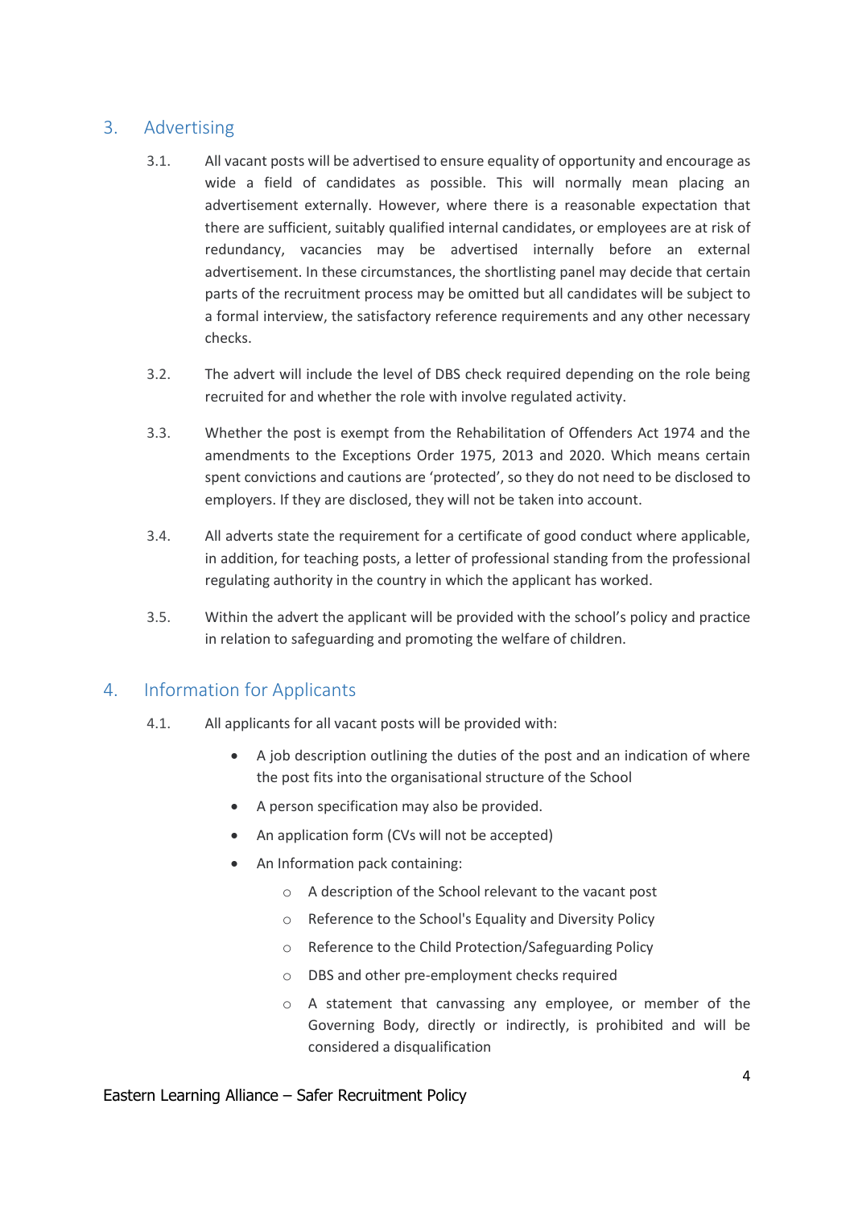## 3. Advertising

3.1. All vacant posts will be advertised to ensure equality of opportunity and encourage as wide a field of candidates as possible. This will normally mean placing an advertisement externally. However, where there is a reasonable expectation that there are sufficient, suitably qualified internal candidates, or employees are at risk of redundancy, vacancies may be advertised internally before an external advertisement. In these circumstances, the shortlisting panel may decide that certain parts of the recruitment process may be omitted but all candidates will be subject to a formal interview, the satisfactory reference requirements and any other necessary checks.

3.2. The advert will include the level of DBS check required depending on the role being recruited for and whether the role with involve regulated activity.

3.3. Whether the post is exempt from the Rehabilitation of Offenders Act 1974 and the amendments to the Exceptions Order 1975, 2013 and 2020. Which means certain spent convictions and cautions are 'protected', so they do not need to be disclosed to employers. If they are disclosed, they will not be taken into account.

3.4. All adverts state the requirement for a certificate of good conduct where applicable, in addition, for teaching posts, a letter of professional standing from the professional regulating authority in the country in which the applicant has worked.

3.5. Within the advert the applicant will be provided with the school's policy and practice in relation to safeguarding and promoting the welfare of children.

## 4. Information for Applicants

4.1. All applicants for all vacant posts will be provided with:

- A job description outlining the duties of the post and an indication of where the post fits into the organisational structure of the School
- A person specification may also be provided.
- An application form (CVs will not be accepted)
- An Information pack containing:
  - A description of the School relevant to the vacant post
  - Reference to the School's Equality and Diversity Policy
  - Reference to the Child Protection/Safeguarding Policy
  - DBS and other pre-employment checks required
  - A statement that canvassing any employee, or member of the Governing Body, directly or indirectly, is prohibited and will be considered a disqualification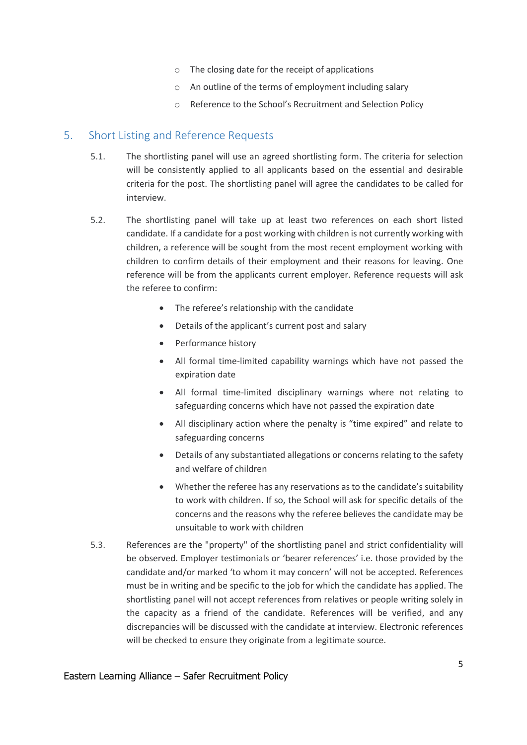- The closing date for the receipt of applications
- An outline of the terms of employment including salary
- Reference to the School's Recruitment and Selection Policy

## 5. Short Listing and Reference Requests

5.1. The shortlisting panel will use an agreed shortlisting form. The criteria for selection will be consistently applied to all applicants based on the essential and desirable criteria for the post. The shortlisting panel will agree the candidates to be called for interview.

5.2. The shortlisting panel will take up at least two references on each short listed candidate. If a candidate for a post working with children is not currently working with children, a reference will be sought from the most recent employment working with children to confirm details of their employment and their reasons for leaving. One reference will be from the applicants current employer. Reference requests will ask the referee to confirm:

- The referee's relationship with the candidate
- Details of the applicant's current post and salary
- Performance history
- All formal time-limited capability warnings which have not passed the expiration date
- All formal time-limited disciplinary warnings where not relating to safeguarding concerns which have not passed the expiration date
- All disciplinary action where the penalty is "time expired" and relate to safeguarding concerns
- Details of any substantiated allegations or concerns relating to the safety and welfare of children
- Whether the referee has any reservations as to the candidate's suitability to work with children. If so, the School will ask for specific details of the concerns and the reasons why the referee believes the candidate may be unsuitable to work with children

5.3. References are the "property" of the shortlisting panel and strict confidentiality will be observed. Employer testimonials or 'bearer references' i.e. those provided by the candidate and/or marked 'to whom it may concern' will not be accepted. References must be in writing and be specific to the job for which the candidate has applied. The shortlisting panel will not accept references from relatives or people writing solely in the capacity as a friend of the candidate. References will be verified, and any discrepancies will be discussed with the candidate at interview. Electronic references will be checked to ensure they originate from a legitimate source.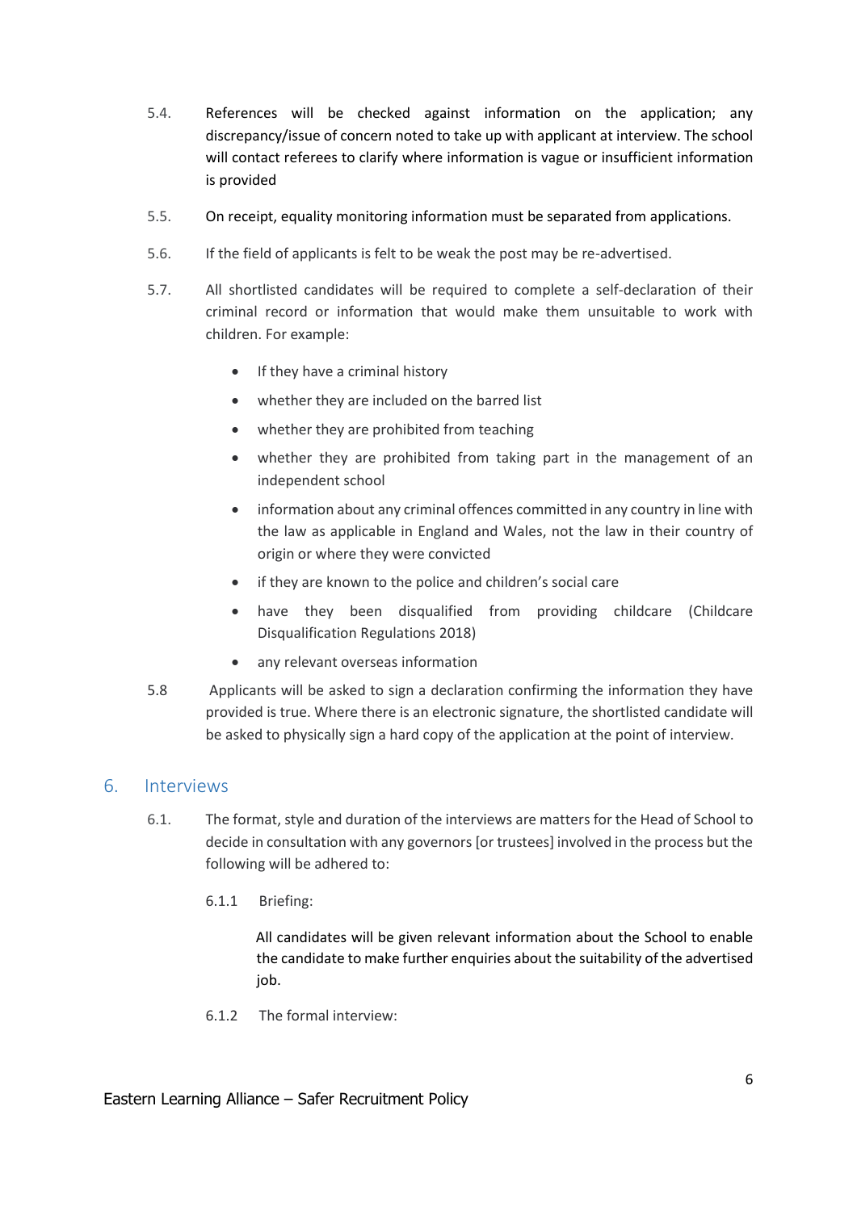5.4. References will be checked against information on the application; any discrepancy/issue of concern noted to take up with applicant at interview. The school will contact referees to clarify where information is vague or insufficient information is provided

5.5. On receipt, equality monitoring information must be separated from applications.

5.6. If the field of applicants is felt to be weak the post may be re-advertised.

5.7. All shortlisted candidates will be required to complete a self-declaration of their criminal record or information that would make them unsuitable to work with children. For example:

- If they have a criminal history
- whether they are included on the barred list
- whether they are prohibited from teaching
- whether they are prohibited from taking part in the management of an independent school
- information about any criminal offences committed in any country in line with the law as applicable in England and Wales, not the law in their country of origin or where they were convicted
- if they are known to the police and children's social care
- have they been disqualified from providing childcare (Childcare Disqualification Regulations 2018)
- any relevant overseas information

5.8 Applicants will be asked to sign a declaration confirming the information they have provided is true. Where there is an electronic signature, the shortlisted candidate will be asked to physically sign a hard copy of the application at the point of interview.

## 6. Interviews

6.1. The format, style and duration of the interviews are matters for the Head of School to decide in consultation with any governors [or trustees] involved in the process but the following will be adhered to:

6.1.1 Briefing:

All candidates will be given relevant information about the School to enable the candidate to make further enquiries about the suitability of the advertised job.

6.1.2 The formal interview: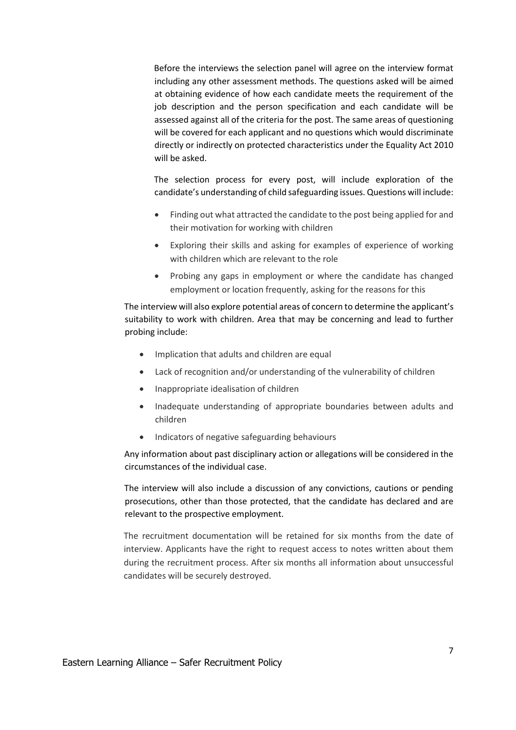Before the interviews the selection panel will agree on the interview format including any other assessment methods. The questions asked will be aimed at obtaining evidence of how each candidate meets the requirement of the job description and the person specification and each candidate will be assessed against all of the criteria for the post. The same areas of questioning will be covered for each applicant and no questions which would discriminate directly or indirectly on protected characteristics under the Equality Act 2010 will be asked.

The selection process for every post, will include exploration of the candidate's understanding of child safeguarding issues. Questions will include:

- Finding out what attracted the candidate to the post being applied for and their motivation for working with children
- Exploring their skills and asking for examples of experience of working with children which are relevant to the role
- Probing any gaps in employment or where the candidate has changed employment or location frequently, asking for the reasons for this

The interview will also explore potential areas of concern to determine the applicant's suitability to work with children. Area that may be concerning and lead to further probing include:

- Implication that adults and children are equal
- Lack of recognition and/or understanding of the vulnerability of children
- Inappropriate idealisation of children
- Inadequate understanding of appropriate boundaries between adults and children
- Indicators of negative safeguarding behaviours

Any information about past disciplinary action or allegations will be considered in the circumstances of the individual case.

The interview will also include a discussion of any convictions, cautions or pending prosecutions, other than those protected, that the candidate has declared and are relevant to the prospective employment.

The recruitment documentation will be retained for six months from the date of interview. Applicants have the right to request access to notes written about them during the recruitment process. After six months all information about unsuccessful candidates will be securely destroyed.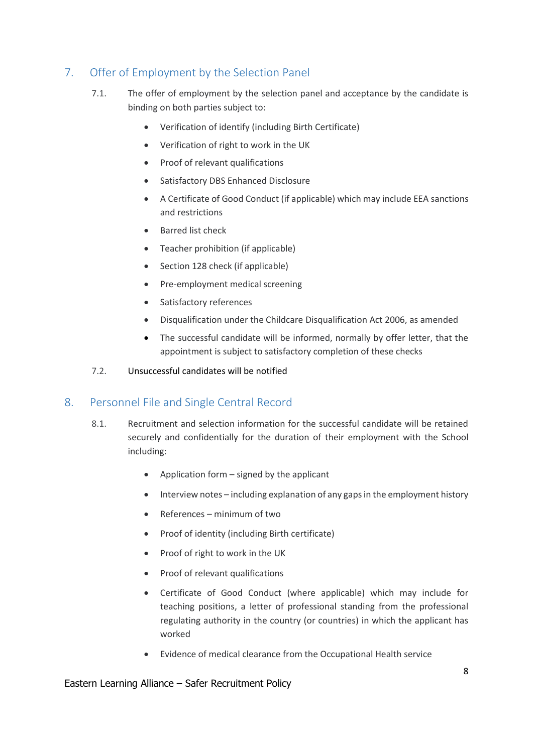## 7. Offer of Employment by the Selection Panel

7.1. The offer of employment by the selection panel and acceptance by the candidate is binding on both parties subject to:

- Verification of identify (including Birth Certificate)
- Verification of right to work in the UK
- Proof of relevant qualifications
- Satisfactory DBS Enhanced Disclosure
- A Certificate of Good Conduct (if applicable) which may include EEA sanctions and restrictions
- Barred list check
- Teacher prohibition (if applicable)
- Section 128 check (if applicable)
- Pre-employment medical screening
- Satisfactory references
- Disqualification under the Childcare Disqualification Act 2006, as amended
- The successful candidate will be informed, normally by offer letter, that the appointment is subject to satisfactory completion of these checks

7.2. Unsuccessful candidates will be notified

## 8. Personnel File and Single Central Record

8.1. Recruitment and selection information for the successful candidate will be retained securely and confidentially for the duration of their employment with the School including:

- Application form – signed by the applicant
- Interview notes – including explanation of any gaps in the employment history
- References – minimum of two
- Proof of identity (including Birth certificate)
- Proof of right to work in the UK
- Proof of relevant qualifications
- Certificate of Good Conduct (where applicable) which may include for teaching positions, a letter of professional standing from the professional regulating authority in the country (or countries) in which the applicant has worked
- Evidence of medical clearance from the Occupational Health service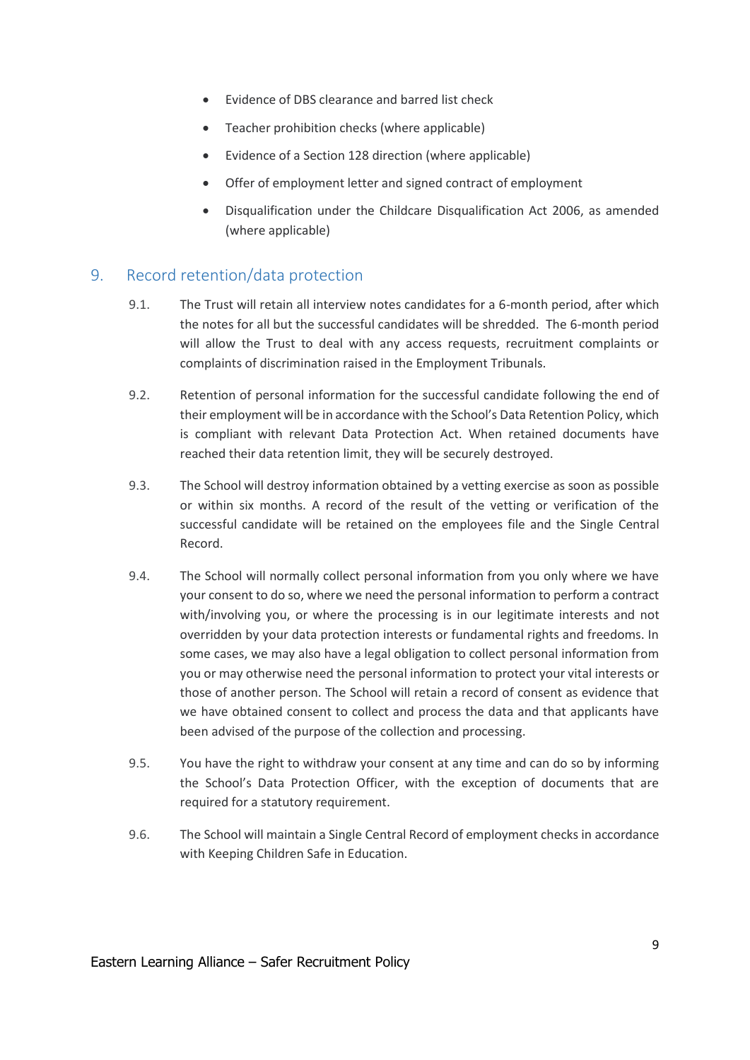- Evidence of DBS clearance and barred list check
- Teacher prohibition checks (where applicable)
- Evidence of a Section 128 direction (where applicable)
- Offer of employment letter and signed contract of employment
- Disqualification under the Childcare Disqualification Act 2006, as amended (where applicable)

## 9. Record retention/data protection

9.1. The Trust will retain all interview notes candidates for a 6-month period, after which the notes for all but the successful candidates will be shredded. The 6-month period will allow the Trust to deal with any access requests, recruitment complaints or complaints of discrimination raised in the Employment Tribunals.

9.2. Retention of personal information for the successful candidate following the end of their employment will be in accordance with the School's Data Retention Policy, which is compliant with relevant Data Protection Act. When retained documents have reached their data retention limit, they will be securely destroyed.

9.3. The School will destroy information obtained by a vetting exercise as soon as possible or within six months. A record of the result of the vetting or verification of the successful candidate will be retained on the employees file and the Single Central Record.

9.4. The School will normally collect personal information from you only where we have your consent to do so, where we need the personal information to perform a contract with/involving you, or where the processing is in our legitimate interests and not overridden by your data protection interests or fundamental rights and freedoms. In some cases, we may also have a legal obligation to collect personal information from you or may otherwise need the personal information to protect your vital interests or those of another person. The School will retain a record of consent as evidence that we have obtained consent to collect and process the data and that applicants have been advised of the purpose of the collection and processing.

9.5. You have the right to withdraw your consent at any time and can do so by informing the School's Data Protection Officer, with the exception of documents that are required for a statutory requirement.

9.6. The School will maintain a Single Central Record of employment checks in accordance with Keeping Children Safe in Education.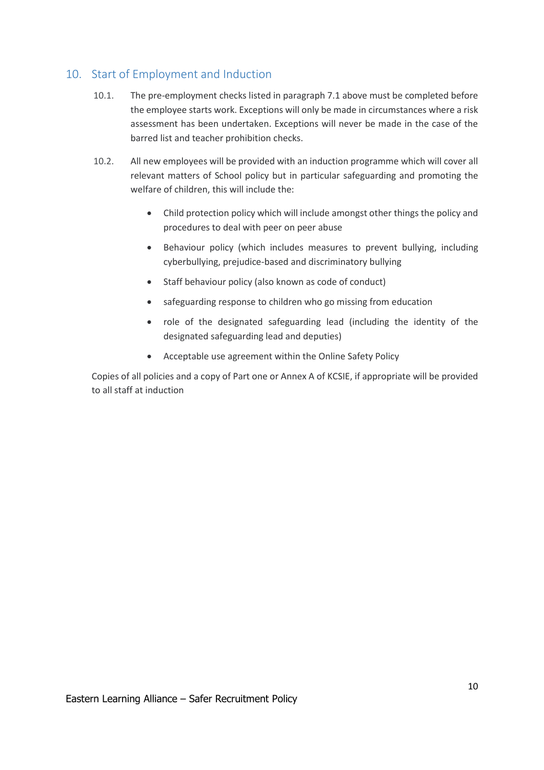## 10. Start of Employment and Induction

10.1. The pre-employment checks listed in paragraph 7.1 above must be completed before the employee starts work. Exceptions will only be made in circumstances where a risk assessment has been undertaken. Exceptions will never be made in the case of the barred list and teacher prohibition checks.

10.2. All new employees will be provided with an induction programme which will cover all relevant matters of School policy but in particular safeguarding and promoting the welfare of children, this will include the:

- Child protection policy which will include amongst other things the policy and procedures to deal with peer on peer abuse
- Behaviour policy (which includes measures to prevent bullying, including cyberbullying, prejudice-based and discriminatory bullying
- Staff behaviour policy (also known as code of conduct)
- safeguarding response to children who go missing from education
- role of the designated safeguarding lead (including the identity of the designated safeguarding lead and deputies)
- Acceptable use agreement within the Online Safety Policy

Copies of all policies and a copy of Part one or Annex A of KCSIE, if appropriate will be provided to all staff at induction